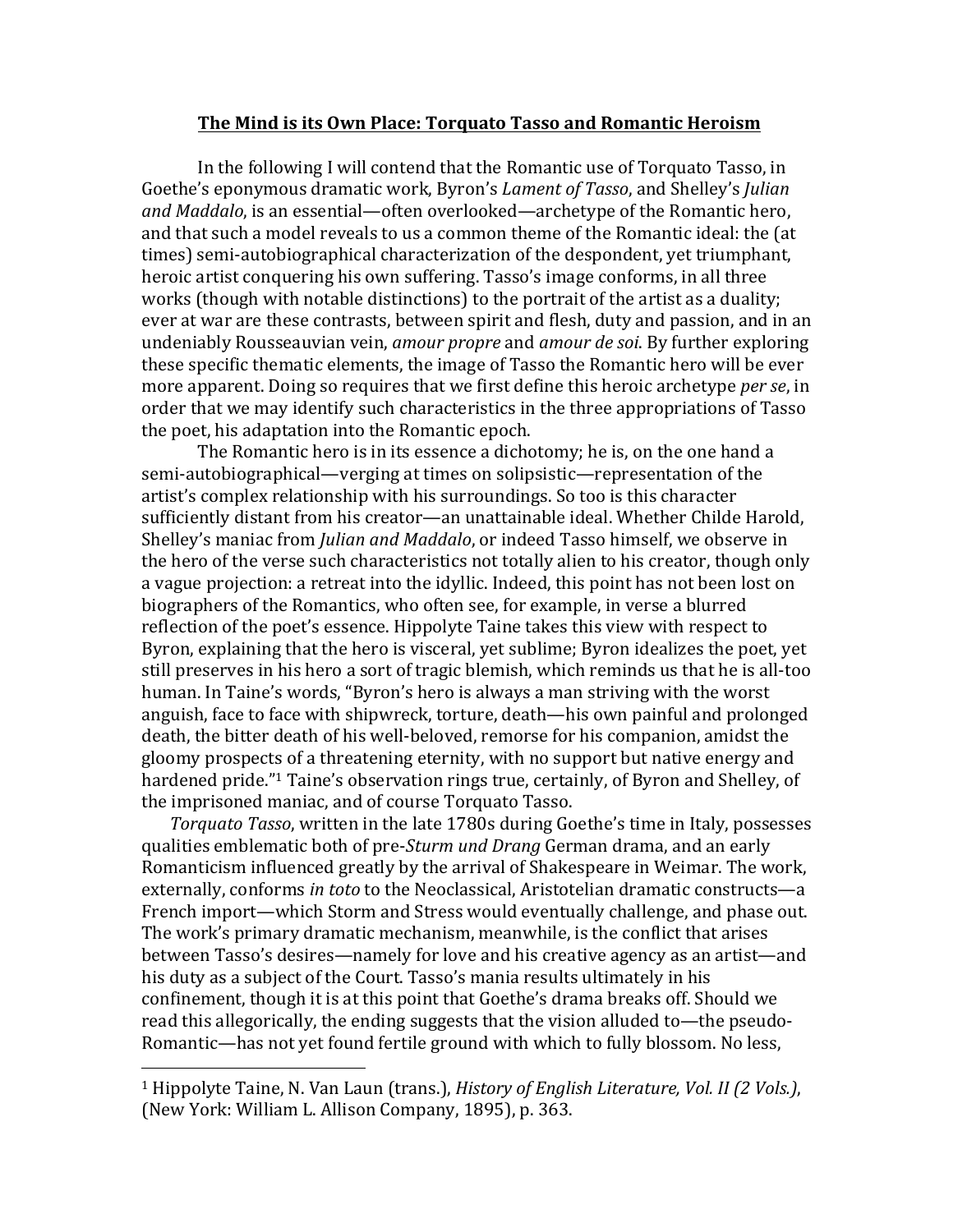# **The Mind is its Own Place: Torquato Tasso and Romantic Heroism**

In the following I will contend that the Romantic use of Torquato Tasso, in Goethe's eponymous dramatic work, Byron's *Lament of Tasso*, and Shelley's *Julian and Maddalo*, is an essential—often overlooked—archetype of the Romantic hero, and that such a model reveals to us a common theme of the Romantic ideal: the (at times) semi-autobiographical characterization of the despondent, yet triumphant, heroic artist conquering his own suffering. Tasso's image conforms, in all three works (though with notable distinctions) to the portrait of the artist as a duality; ever at war are these contrasts, between spirit and flesh, duty and passion, and in an undeniably Rousseauvian vein, *amour propre* and *amour de soi*. By further exploring these specific thematic elements, the image of Tasso the Romantic hero will be ever more apparent. Doing so requires that we first define this heroic archetype *per se*, in order that we may identify such characteristics in the three appropriations of Tasso the poet, his adaptation into the Romantic epoch.

The Romantic hero is in its essence a dichotomy; he is, on the one hand a semi-autobiographical—verging at times on solipsistic—representation of the artist's complex relationship with his surroundings. So too is this character sufficiently distant from his creator—an unattainable ideal. Whether Childe Harold, Shelley's maniac from *Julian and Maddalo*, or indeed Tasso himself, we observe in the hero of the verse such characteristics not totally alien to his creator, though only a vague projection: a retreat into the idyllic. Indeed, this point has not been lost on biographers of the Romantics, who often see, for example, in verse a blurred reflection of the poet's essence. Hippolyte Taine takes this view with respect to Byron, explaining that the hero is visceral, yet sublime; Byron idealizes the poet, yet still preserves in his hero a sort of tragic blemish, which reminds us that he is all-too human. In Taine's words, "Byron's hero is always a man striving with the worst anguish, face to face with shipwreck, torture, death—his own painful and prolonged death, the bitter death of his well-beloved, remorse for his companion, amidst the gloomy prospects of a threatening eternity, with no support but native energy and hardened pride."[1] Taine's observation rings true, certainly, of Byron and Shelley, of the imprisoned maniac, and of course Torquato Tasso.

*Torquato Tasso*, written in the late 1780s during Goethe's time in Italy, possesses qualities emblematic both of pre-*Sturm und Drang* German drama, and an early Romanticism influenced greatly by the arrival of Shakespeare in Weimar. The work, externally, conforms *in toto* to the Neoclassical, Aristotelian dramatic constructs—a French import—which Storm and Stress would eventually challenge, and phase out. The work's primary dramatic mechanism, meanwhile, is the conflict that arises between Tasso's desires—namely for love and his creative agency as an artist—and his duty as a subject of the Court. Tasso's mania results ultimately in his confinement, though it is at this point that Goethe's drama breaks off. Should we read this allegorically, the ending suggests that the vision alluded to—the pseudo-Romantic—has not yet found fertile ground with which to fully blossom. No less,

---

[1] Hippolyte Taine, N. Van Laun (trans.), *History of English Literature, Vol. II (2 Vols.)*, (New York: William L. Allison Company, 1895), p. 363.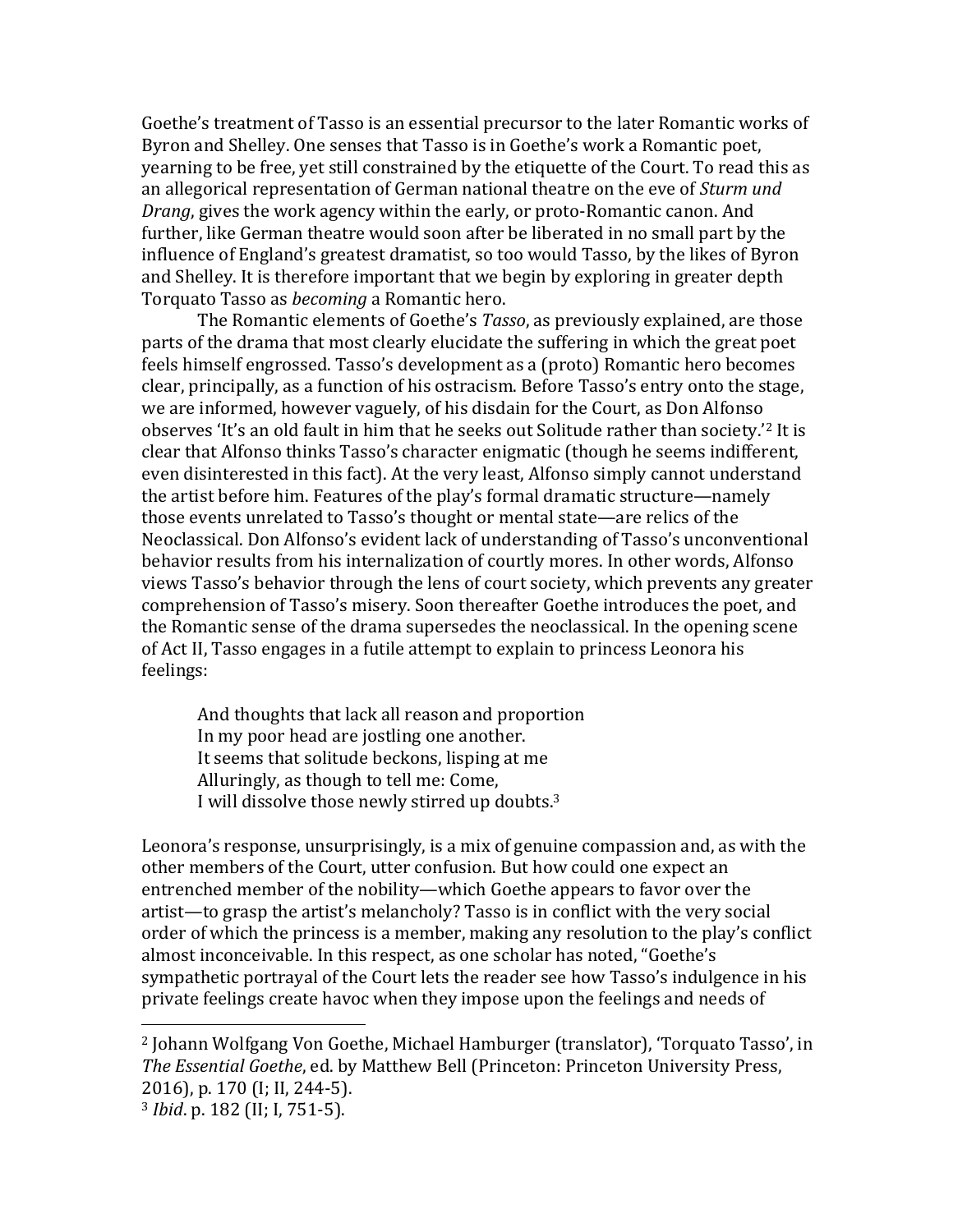Goethe's treatment of Tasso is an essential precursor to the later Romantic works of Byron and Shelley. One senses that Tasso is in Goethe's work a Romantic poet, yearning to be free, yet still constrained by the etiquette of the Court. To read this as an allegorical representation of German national theatre on the eve of *Sturm und Drang*, gives the work agency within the early, or proto-Romantic canon. And further, like German theatre would soon after be liberated in no small part by the influence of England's greatest dramatist, so too would Tasso, by the likes of Byron and Shelley. It is therefore important that we begin by exploring in greater depth Torquato Tasso as *becoming* a Romantic hero.

The Romantic elements of Goethe's *Tasso*, as previously explained, are those parts of the drama that most clearly elucidate the suffering in which the great poet feels himself engrossed. Tasso's development as a (proto) Romantic hero becomes clear, principally, as a function of his ostracism. Before Tasso's entry onto the stage, we are informed, however vaguely, of his disdain for the Court, as Don Alfonso observes 'It's an old fault in him that he seeks out Solitude rather than society.'[2] It is clear that Alfonso thinks Tasso's character enigmatic (though he seems indifferent, even disinterested in this fact). At the very least, Alfonso simply cannot understand the artist before him. Features of the play's formal dramatic structure—namely those events unrelated to Tasso's thought or mental state—are relics of the Neoclassical. Don Alfonso's evident lack of understanding of Tasso's unconventional behavior results from his internalization of courtly mores. In other words, Alfonso views Tasso's behavior through the lens of court society, which prevents any greater comprehension of Tasso's misery. Soon thereafter Goethe introduces the poet, and the Romantic sense of the drama supersedes the neoclassical. In the opening scene of Act II, Tasso engages in a futile attempt to explain to princess Leonora his feelings:

> And thoughts that lack all reason and proportion
> In my poor head are jostling one another.
> It seems that solitude beckons, lisping at me
> Alluringly, as though to tell me: Come,
> I will dissolve those newly stirred up doubts.[3]

Leonora's response, unsurprisingly, is a mix of genuine compassion and, as with the other members of the Court, utter confusion. But how could one expect an entrenched member of the nobility—which Goethe appears to favor over the artist—to grasp the artist's melancholy? Tasso is in conflict with the very social order of which the princess is a member, making any resolution to the play's conflict almost inconceivable. In this respect, as one scholar has noted, "Goethe's sympathetic portrayal of the Court lets the reader see how Tasso's indulgence in his private feelings create havoc when they impose upon the feelings and needs of

---

[2] Johann Wolfgang Von Goethe, Michael Hamburger (translator), 'Torquato Tasso', in *The Essential Goethe*, ed. by Matthew Bell (Princeton: Princeton University Press, 2016), p. 170 (I; II, 244-5).

[3] *Ibid*. p. 182 (II; I, 751-5).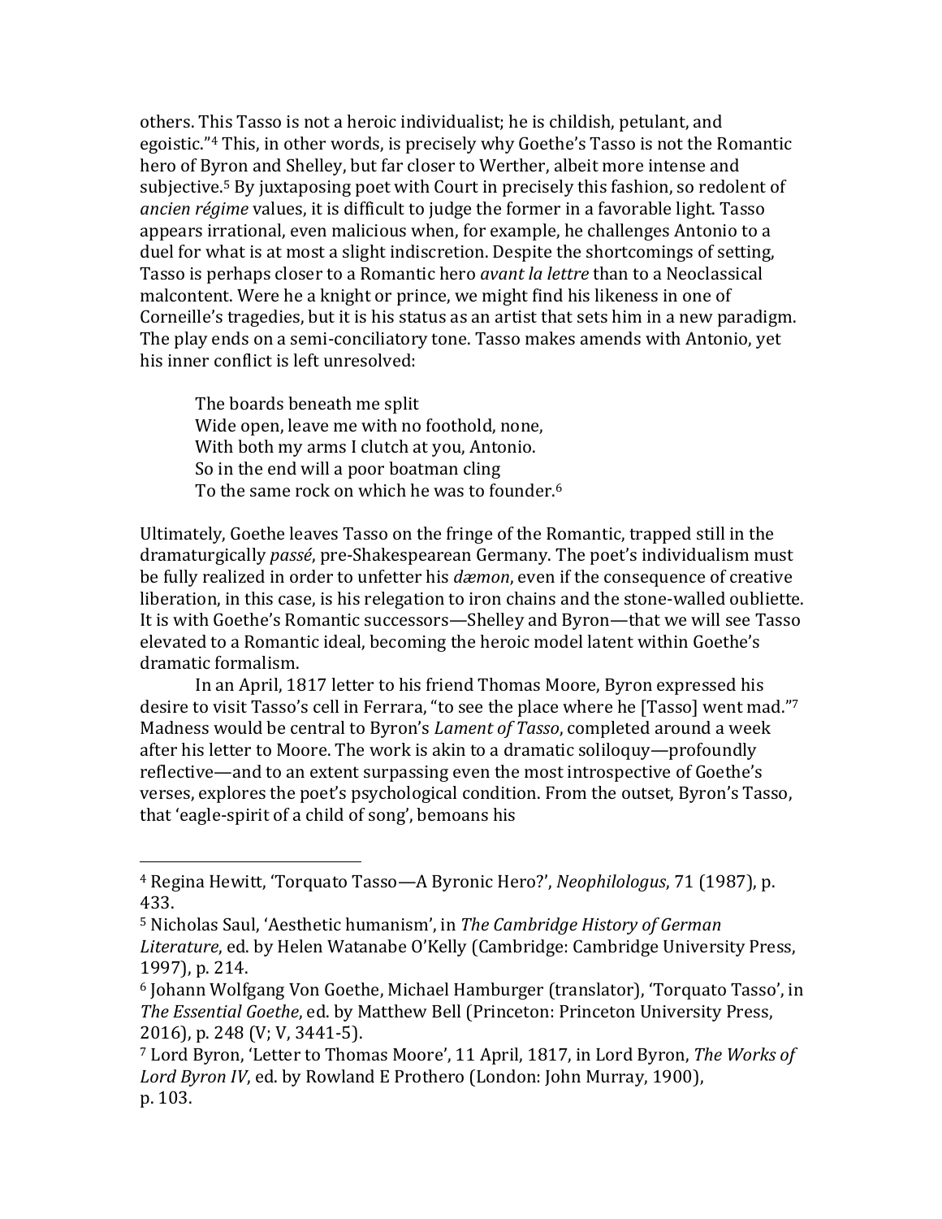others. This Tasso is not a heroic individualist; he is childish, petulant, and egoistic."[4] This, in other words, is precisely why Goethe's Tasso is not the Romantic hero of Byron and Shelley, but far closer to Werther, albeit more intense and subjective.[5] By juxtaposing poet with Court in precisely this fashion, so redolent of *ancien régime* values, it is difficult to judge the former in a favorable light. Tasso appears irrational, even malicious when, for example, he challenges Antonio to a duel for what is at most a slight indiscretion. Despite the shortcomings of setting, Tasso is perhaps closer to a Romantic hero *avant la lettre* than to a Neoclassical malcontent. Were he a knight or prince, we might find his likeness in one of Corneille's tragedies, but it is his status as an artist that sets him in a new paradigm. The play ends on a semi-conciliatory tone. Tasso makes amends with Antonio, yet his inner conflict is left unresolved:

> The boards beneath me split
> Wide open, leave me with no foothold, none,
> With both my arms I clutch at you, Antonio.
> So in the end will a poor boatman cling
> To the same rock on which he was to founder.[6]

Ultimately, Goethe leaves Tasso on the fringe of the Romantic, trapped still in the dramaturgically *passé*, pre-Shakespearean Germany. The poet's individualism must be fully realized in order to unfetter his *dæmon*, even if the consequence of creative liberation, in this case, is his relegation to iron chains and the stone-walled oubliette. It is with Goethe's Romantic successors—Shelley and Byron—that we will see Tasso elevated to a Romantic ideal, becoming the heroic model latent within Goethe's dramatic formalism.

In an April, 1817 letter to his friend Thomas Moore, Byron expressed his desire to visit Tasso's cell in Ferrara, "to see the place where he [Tasso] went mad."[7] Madness would be central to Byron's *Lament of Tasso*, completed around a week after his letter to Moore. The work is akin to a dramatic soliloquy—profoundly reflective—and to an extent surpassing even the most introspective of Goethe's verses, explores the poet's psychological condition. From the outset, Byron's Tasso, that 'eagle-spirit of a child of song', bemoans his

---

[4] Regina Hewitt, 'Torquato Tasso—A Byronic Hero?', *Neophilologus*, 71 (1987), p. 433.

[5] Nicholas Saul, 'Aesthetic humanism', in *The Cambridge History of German Literature*, ed. by Helen Watanabe O'Kelly (Cambridge: Cambridge University Press, 1997), p. 214.

[6] Johann Wolfgang Von Goethe, Michael Hamburger (translator), 'Torquato Tasso', in *The Essential Goethe*, ed. by Matthew Bell (Princeton: Princeton University Press, 2016), p. 248 (V; V, 3441-5).

[7] Lord Byron, 'Letter to Thomas Moore', 11 April, 1817, in Lord Byron, *The Works of Lord Byron IV*, ed. by Rowland E Prothero (London: John Murray, 1900), p. 103.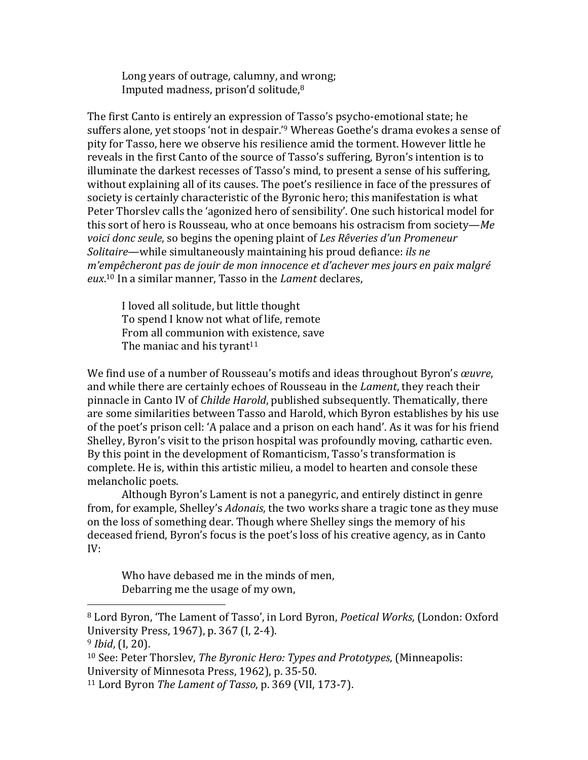> Long years of outrage, calumny, and wrong;
> Imputed madness, prison'd solitude,[8]

The first Canto is entirely an expression of Tasso's psycho-emotional state; he suffers alone, yet stoops 'not in despair.'[9] Whereas Goethe's drama evokes a sense of pity for Tasso, here we observe his resilience amid the torment. However little he reveals in the first Canto of the source of Tasso's suffering, Byron's intention is to illuminate the darkest recesses of Tasso's mind, to present a sense of his suffering, without explaining all of its causes. The poet's resilience in face of the pressures of society is certainly characteristic of the Byronic hero; this manifestation is what Peter Thorslev calls the 'agonized hero of sensibility'. One such historical model for this sort of hero is Rousseau, who at once bemoans his ostracism from society—*Me voici donc seule*, so begins the opening plaint of *Les Rêveries d'un Promeneur Solitaire*—while simultaneously maintaining his proud defiance: *ils ne m'empêcheront pas de jouir de mon innocence et d'achever mes jours en paix malgré eux*.[10] In a similar manner, Tasso in the *Lament* declares,

> I loved all solitude, but little thought
> To spend I know not what of life, remote
> From all communion with existence, save
> The maniac and his tyrant[11]

We find use of a number of Rousseau's motifs and ideas throughout Byron's *œuvre*, and while there are certainly echoes of Rousseau in the *Lament*, they reach their pinnacle in Canto IV of *Childe Harold*, published subsequently. Thematically, there are some similarities between Tasso and Harold, which Byron establishes by his use of the poet's prison cell: 'A palace and a prison on each hand'. As it was for his friend Shelley, Byron's visit to the prison hospital was profoundly moving, cathartic even. By this point in the development of Romanticism, Tasso's transformation is complete. He is, within this artistic milieu, a model to hearten and console these melancholic poets.

Although Byron's Lament is not a panegyric, and entirely distinct in genre from, for example, Shelley's *Adonais*, the two works share a tragic tone as they muse on the loss of something dear. Though where Shelley sings the memory of his deceased friend, Byron's focus is the poet's loss of his creative agency, as in Canto IV:

> Who have debased me in the minds of men,
> Debarring me the usage of my own,

---

[8] Lord Byron, 'The Lament of Tasso', in Lord Byron, *Poetical Works*, (London: Oxford University Press, 1967), p. 367 (I, 2-4).

[9] *Ibid*, (I, 20).

[10] See: Peter Thorslev, *The Byronic Hero: Types and Prototypes*, (Minneapolis: University of Minnesota Press, 1962), p. 35-50.

[11] Lord Byron *The Lament of Tasso*, p. 369 (VII, 173-7).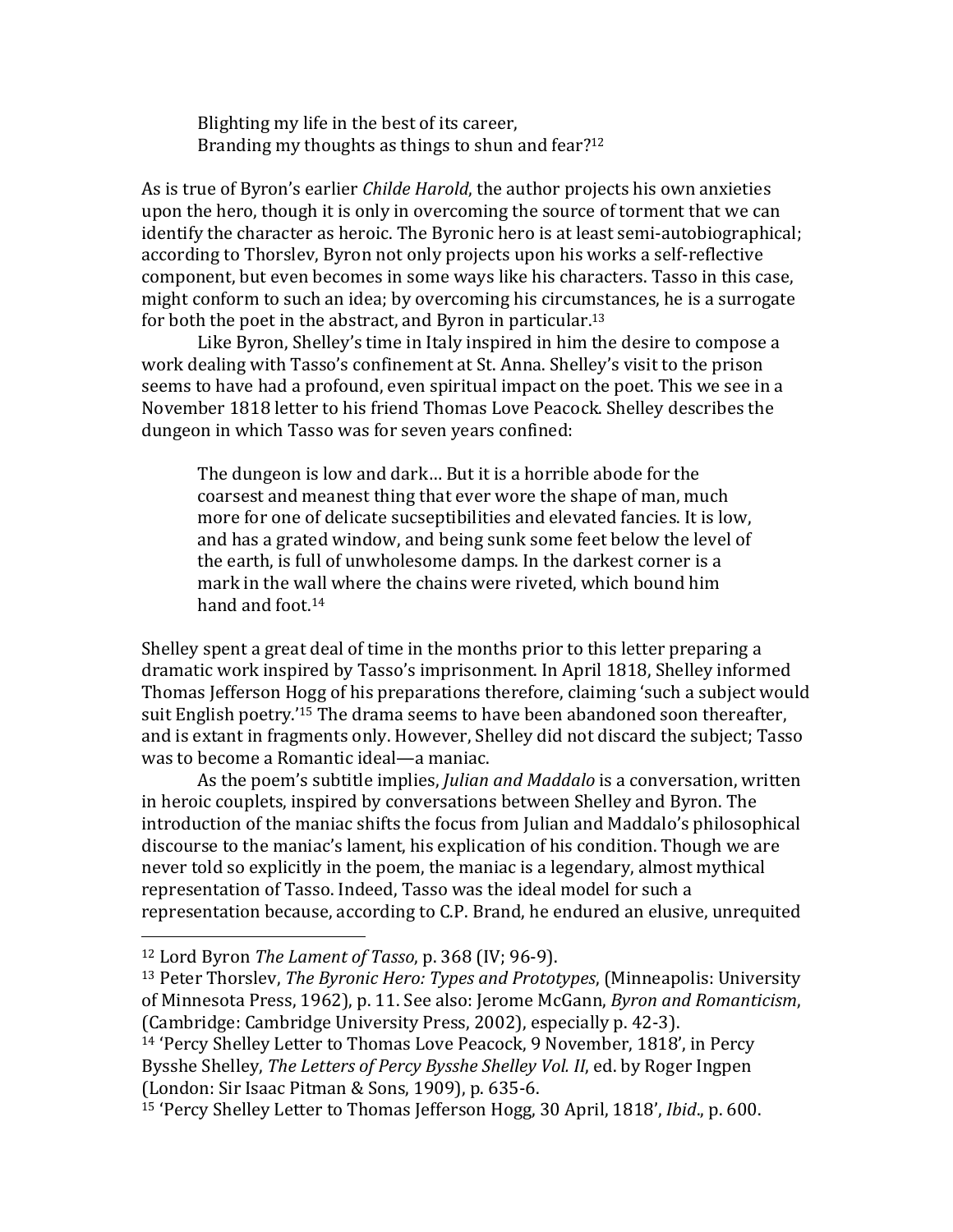> Blighting my life in the best of its career,
> Branding my thoughts as things to shun and fear?[12]

As is true of Byron's earlier *Childe Harold*, the author projects his own anxieties upon the hero, though it is only in overcoming the source of torment that we can identify the character as heroic. The Byronic hero is at least semi-autobiographical; according to Thorslev, Byron not only projects upon his works a self-reflective component, but even becomes in some ways like his characters. Tasso in this case, might conform to such an idea; by overcoming his circumstances, he is a surrogate for both the poet in the abstract, and Byron in particular.[13]

Like Byron, Shelley's time in Italy inspired in him the desire to compose a work dealing with Tasso's confinement at St. Anna. Shelley's visit to the prison seems to have had a profound, even spiritual impact on the poet. This we see in a November 1818 letter to his friend Thomas Love Peacock. Shelley describes the dungeon in which Tasso was for seven years confined:

> The dungeon is low and dark… But it is a horrible abode for the coarsest and meanest thing that ever wore the shape of man, much more for one of delicate sucseptibilities and elevated fancies. It is low, and has a grated window, and being sunk some feet below the level of the earth, is full of unwholesome damps. In the darkest corner is a mark in the wall where the chains were riveted, which bound him hand and foot.[14]

Shelley spent a great deal of time in the months prior to this letter preparing a dramatic work inspired by Tasso's imprisonment. In April 1818, Shelley informed Thomas Jefferson Hogg of his preparations therefore, claiming 'such a subject would suit English poetry.'[15] The drama seems to have been abandoned soon thereafter, and is extant in fragments only. However, Shelley did not discard the subject; Tasso was to become a Romantic ideal—a maniac.

As the poem's subtitle implies, *Julian and Maddalo* is a conversation, written in heroic couplets, inspired by conversations between Shelley and Byron. The introduction of the maniac shifts the focus from Julian and Maddalo's philosophical discourse to the maniac's lament, his explication of his condition. Though we are never told so explicitly in the poem, the maniac is a legendary, almost mythical representation of Tasso. Indeed, Tasso was the ideal model for such a representation because, according to C.P. Brand, he endured an elusive, unrequited

---

[12] Lord Byron *The Lament of Tasso*, p. 368 (IV; 96-9).

[13] Peter Thorslev, *The Byronic Hero: Types and Prototypes*, (Minneapolis: University of Minnesota Press, 1962), p. 11. See also: Jerome McGann, *Byron and Romanticism*, (Cambridge: Cambridge University Press, 2002), especially p. 42-3).

[14] 'Percy Shelley Letter to Thomas Love Peacock, 9 November, 1818', in Percy Bysshe Shelley, *The Letters of Percy Bysshe Shelley Vol. II*, ed. by Roger Ingpen (London: Sir Isaac Pitman & Sons, 1909), p. 635-6.

[15] 'Percy Shelley Letter to Thomas Jefferson Hogg, 30 April, 1818', *Ibid*., p. 600.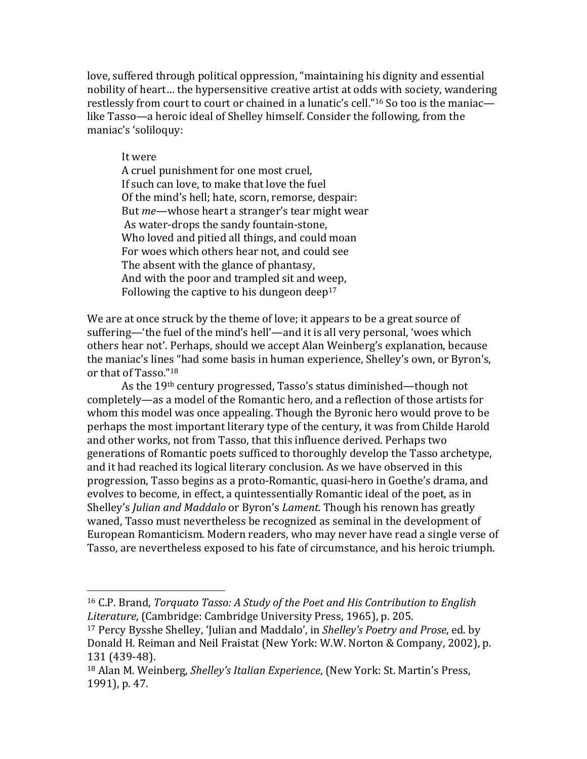love, suffered through political oppression, "maintaining his dignity and essential nobility of heart… the hypersensitive creative artist at odds with society, wandering restlessly from court to court or chained in a lunatic's cell."[16] So too is the maniac—like Tasso—a heroic ideal of Shelley himself. Consider the following, from the maniac's 'soliloquy:

> It were
> A cruel punishment for one most cruel,
> If such can love, to make that love the fuel
> Of the mind's hell; hate, scorn, remorse, despair:
> But *me*—whose heart a stranger's tear might wear
> As water-drops the sandy fountain-stone,
> Who loved and pitied all things, and could moan
> For woes which others hear not, and could see
> The absent with the glance of phantasy,
> And with the poor and trampled sit and weep,
> Following the captive to his dungeon deep[17]

We are at once struck by the theme of love; it appears to be a great source of suffering—'the fuel of the mind's hell'—and it is all very personal, 'woes which others hear not'. Perhaps, should we accept Alan Weinberg's explanation, because the maniac's lines "had some basis in human experience, Shelley's own, or Byron's, or that of Tasso."[18]

As the 19th century progressed, Tasso's status diminished—though not completely—as a model of the Romantic hero, and a reflection of those artists for whom this model was once appealing. Though the Byronic hero would prove to be perhaps the most important literary type of the century, it was from Childe Harold and other works, not from Tasso, that this influence derived. Perhaps two generations of Romantic poets sufficed to thoroughly develop the Tasso archetype, and it had reached its logical literary conclusion. As we have observed in this progression, Tasso begins as a proto-Romantic, quasi-hero in Goethe's drama, and evolves to become, in effect, a quintessentially Romantic ideal of the poet, as in Shelley's *Julian and Maddalo* or Byron's *Lament.* Though his renown has greatly waned, Tasso must nevertheless be recognized as seminal in the development of European Romanticism. Modern readers, who may never have read a single verse of Tasso, are nevertheless exposed to his fate of circumstance, and his heroic triumph.

---

[16] C.P. Brand, *Torquato Tasso: A Study of the Poet and His Contribution to English Literature*, (Cambridge: Cambridge University Press, 1965), p. 205.

[17] Percy Bysshe Shelley, 'Julian and Maddalo', in *Shelley's Poetry and Prose*, ed. by Donald H. Reiman and Neil Fraistat (New York: W.W. Norton & Company, 2002), p. 131 (439-48).

[18] Alan M. Weinberg, *Shelley's Italian Experience*, (New York: St. Martin's Press, 1991), p. 47.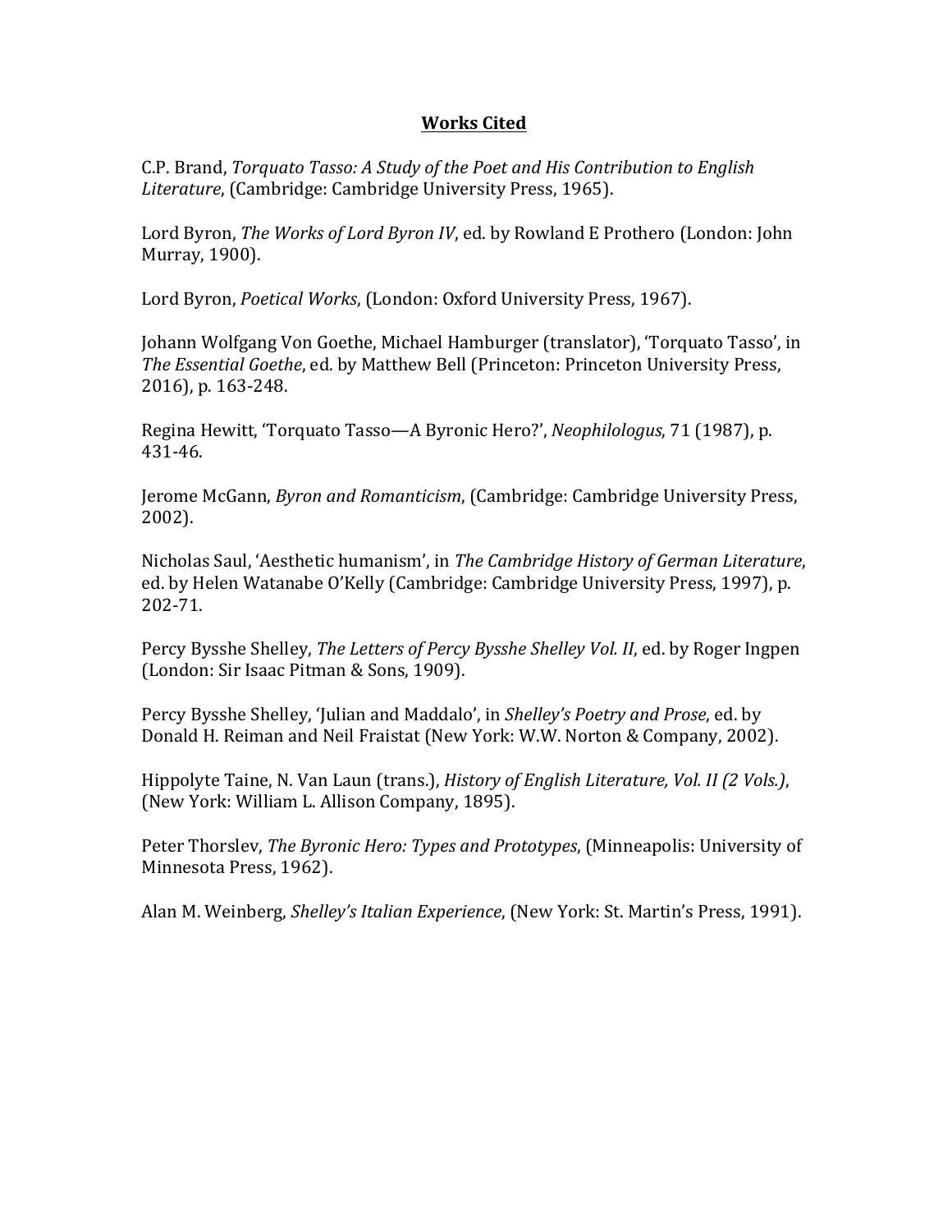## **Works Cited**

C.P. Brand, *Torquato Tasso: A Study of the Poet and His Contribution to English Literature*, (Cambridge: Cambridge University Press, 1965).

Lord Byron, *The Works of Lord Byron IV*, ed. by Rowland E Prothero (London: John Murray, 1900).

Lord Byron, *Poetical Works*, (London: Oxford University Press, 1967).

Johann Wolfgang Von Goethe, Michael Hamburger (translator), 'Torquato Tasso', in *The Essential Goethe*, ed. by Matthew Bell (Princeton: Princeton University Press, 2016), p. 163-248.

Regina Hewitt, 'Torquato Tasso—A Byronic Hero?', *Neophilologus*, 71 (1987), p. 431-46.

Jerome McGann, *Byron and Romanticism*, (Cambridge: Cambridge University Press, 2002).

Nicholas Saul, 'Aesthetic humanism', in *The Cambridge History of German Literature*, ed. by Helen Watanabe O'Kelly (Cambridge: Cambridge University Press, 1997), p. 202-71.

Percy Bysshe Shelley, *The Letters of Percy Bysshe Shelley Vol. II*, ed. by Roger Ingpen (London: Sir Isaac Pitman & Sons, 1909).

Percy Bysshe Shelley, 'Julian and Maddalo', in *Shelley's Poetry and Prose*, ed. by Donald H. Reiman and Neil Fraistat (New York: W.W. Norton & Company, 2002).

Hippolyte Taine, N. Van Laun (trans.), *History of English Literature, Vol. II (2 Vols.)*, (New York: William L. Allison Company, 1895).

Peter Thorslev, *The Byronic Hero: Types and Prototypes*, (Minneapolis: University of Minnesota Press, 1962).

Alan M. Weinberg, *Shelley's Italian Experience*, (New York: St. Martin's Press, 1991).